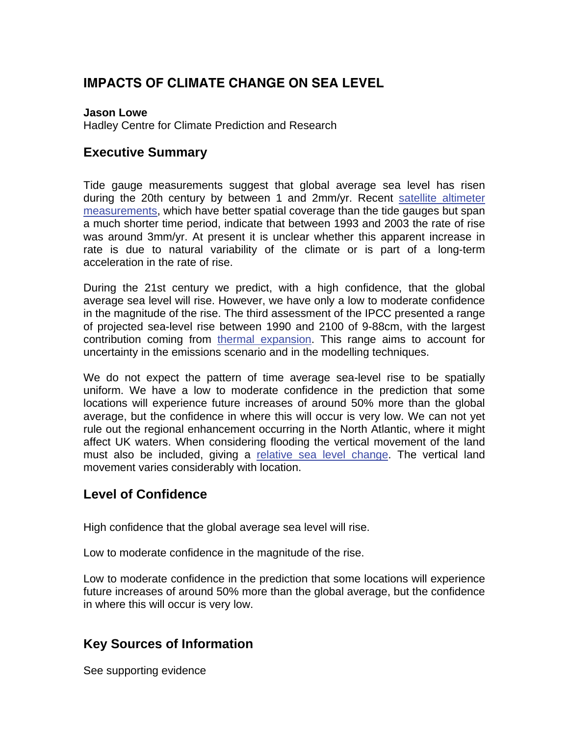# IMPACTS OF CLIMATE CHANGE ON SEA LEVEL

**Jason Lowe**
Hadley Centre for Climate Prediction and Research

## Executive Summary

Tide gauge measurements suggest that global average sea level has risen during the 20th century by between 1 and 2mm/yr. Recent satellite altimeter measurements, which have better spatial coverage than the tide gauges but span a much shorter time period, indicate that between 1993 and 2003 the rate of rise was around 3mm/yr. At present it is unclear whether this apparent increase in rate is due to natural variability of the climate or is part of a long-term acceleration in the rate of rise.

During the 21st century we predict, with a high confidence, that the global average sea level will rise. However, we have only a low to moderate confidence in the magnitude of the rise. The third assessment of the IPCC presented a range of projected sea-level rise between 1990 and 2100 of 9-88cm, with the largest contribution coming from thermal expansion. This range aims to account for uncertainty in the emissions scenario and in the modelling techniques.

We do not expect the pattern of time average sea-level rise to be spatially uniform. We have a low to moderate confidence in the prediction that some locations will experience future increases of around 50% more than the global average, but the confidence in where this will occur is very low. We can not yet rule out the regional enhancement occurring in the North Atlantic, where it might affect UK waters. When considering flooding the vertical movement of the land must also be included, giving a relative sea level change. The vertical land movement varies considerably with location.

## Level of Confidence

High confidence that the global average sea level will rise.

Low to moderate confidence in the magnitude of the rise.

Low to moderate confidence in the prediction that some locations will experience future increases of around 50% more than the global average, but the confidence in where this will occur is very low.

## Key Sources of Information

See supporting evidence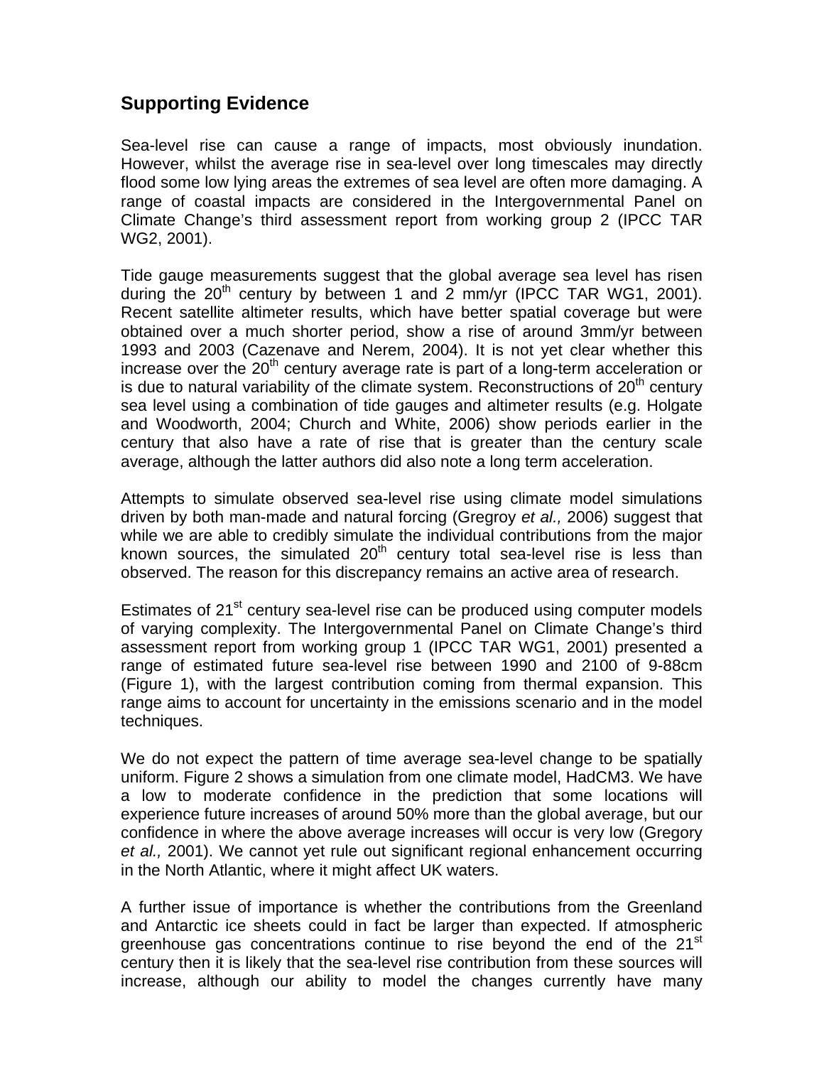## Supporting Evidence

Sea-level rise can cause a range of impacts, most obviously inundation. However, whilst the average rise in sea-level over long timescales may directly flood some low lying areas the extremes of sea level are often more damaging. A range of coastal impacts are considered in the Intergovernmental Panel on Climate Change's third assessment report from working group 2 (IPCC TAR WG2, 2001).

Tide gauge measurements suggest that the global average sea level has risen during the 20th century by between 1 and 2 mm/yr (IPCC TAR WG1, 2001). Recent satellite altimeter results, which have better spatial coverage but were obtained over a much shorter period, show a rise of around 3mm/yr between 1993 and 2003 (Cazenave and Nerem, 2004). It is not yet clear whether this increase over the 20th century average rate is part of a long-term acceleration or is due to natural variability of the climate system. Reconstructions of 20th century sea level using a combination of tide gauges and altimeter results (e.g. Holgate and Woodworth, 2004; Church and White, 2006) show periods earlier in the century that also have a rate of rise that is greater than the century scale average, although the latter authors did also note a long term acceleration.

Attempts to simulate observed sea-level rise using climate model simulations driven by both man-made and natural forcing (Gregroy *et al.,* 2006) suggest that while we are able to credibly simulate the individual contributions from the major known sources, the simulated 20th century total sea-level rise is less than observed. The reason for this discrepancy remains an active area of research.

Estimates of 21st century sea-level rise can be produced using computer models of varying complexity. The Intergovernmental Panel on Climate Change's third assessment report from working group 1 (IPCC TAR WG1, 2001) presented a range of estimated future sea-level rise between 1990 and 2100 of 9-88cm (Figure 1), with the largest contribution coming from thermal expansion. This range aims to account for uncertainty in the emissions scenario and in the model techniques.

We do not expect the pattern of time average sea-level change to be spatially uniform. Figure 2 shows a simulation from one climate model, HadCM3. We have a low to moderate confidence in the prediction that some locations will experience future increases of around 50% more than the global average, but our confidence in where the above average increases will occur is very low (Gregory *et al.,* 2001). We cannot yet rule out significant regional enhancement occurring in the North Atlantic, where it might affect UK waters.

A further issue of importance is whether the contributions from the Greenland and Antarctic ice sheets could in fact be larger than expected. If atmospheric greenhouse gas concentrations continue to rise beyond the end of the 21st century then it is likely that the sea-level rise contribution from these sources will increase, although our ability to model the changes currently have many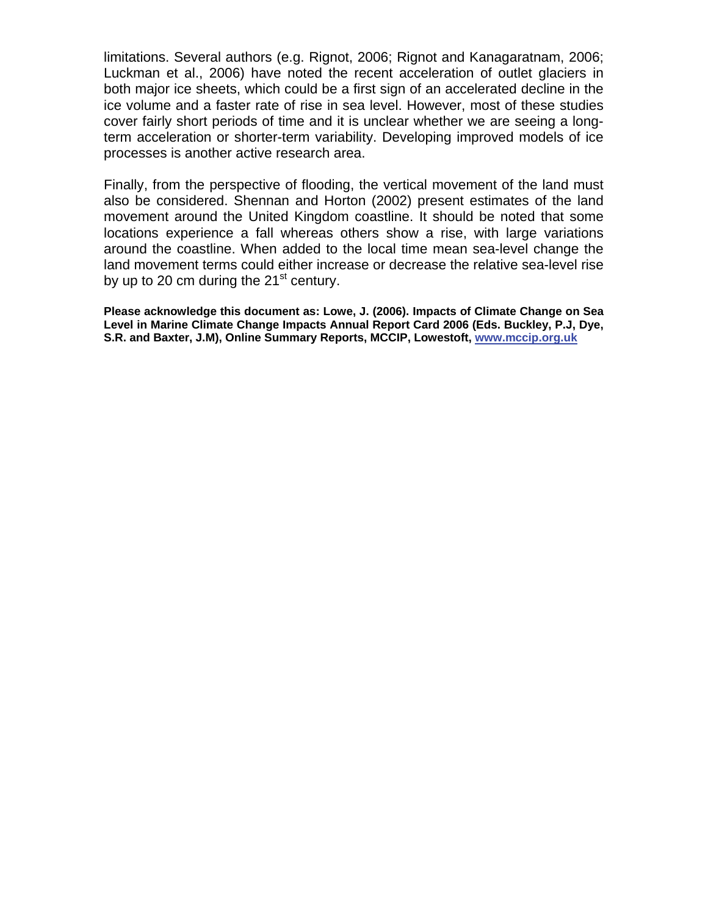limitations. Several authors (e.g. Rignot, 2006; Rignot and Kanagaratnam, 2006; Luckman et al., 2006) have noted the recent acceleration of outlet glaciers in both major ice sheets, which could be a first sign of an accelerated decline in the ice volume and a faster rate of rise in sea level. However, most of these studies cover fairly short periods of time and it is unclear whether we are seeing a long-term acceleration or shorter-term variability. Developing improved models of ice processes is another active research area.

Finally, from the perspective of flooding, the vertical movement of the land must also be considered. Shennan and Horton (2002) present estimates of the land movement around the United Kingdom coastline. It should be noted that some locations experience a fall whereas others show a rise, with large variations around the coastline. When added to the local time mean sea-level change the land movement terms could either increase or decrease the relative sea-level rise by up to 20 cm during the 21st century.

**Please acknowledge this document as: Lowe, J. (2006). Impacts of Climate Change on Sea Level in Marine Climate Change Impacts Annual Report Card 2006 (Eds. Buckley, P.J, Dye, S.R. and Baxter, J.M), Online Summary Reports, MCCIP, Lowestoft, [www.mccip.org.uk](http://www.mccip.org.uk)**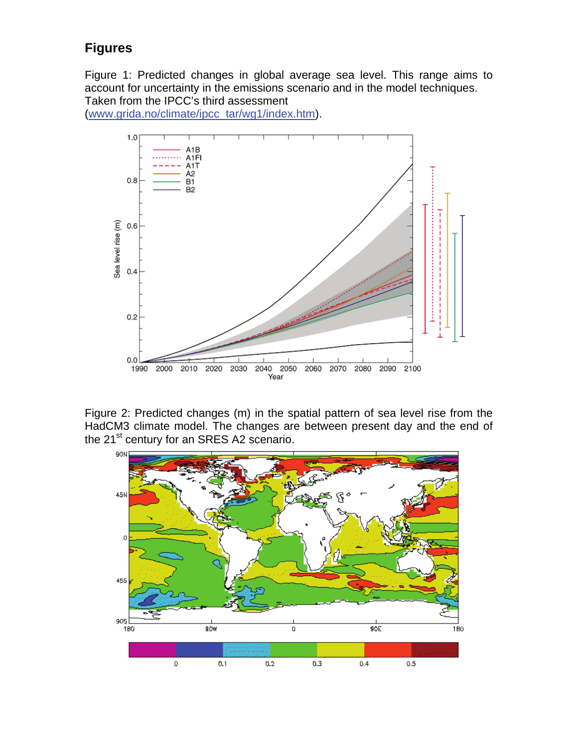## Figures

Figure 1: Predicted changes in global average sea level. This range aims to account for uncertainty in the emissions scenario and in the model techniques. Taken from the IPCC's third assessment (www.grida.no/climate/ipcc_tar/wg1/index.htm).

Figure 2: Predicted changes (m) in the spatial pattern of sea level rise from the HadCM3 climate model. The changes are between present day and the end of the 21st century for an SRES A2 scenario.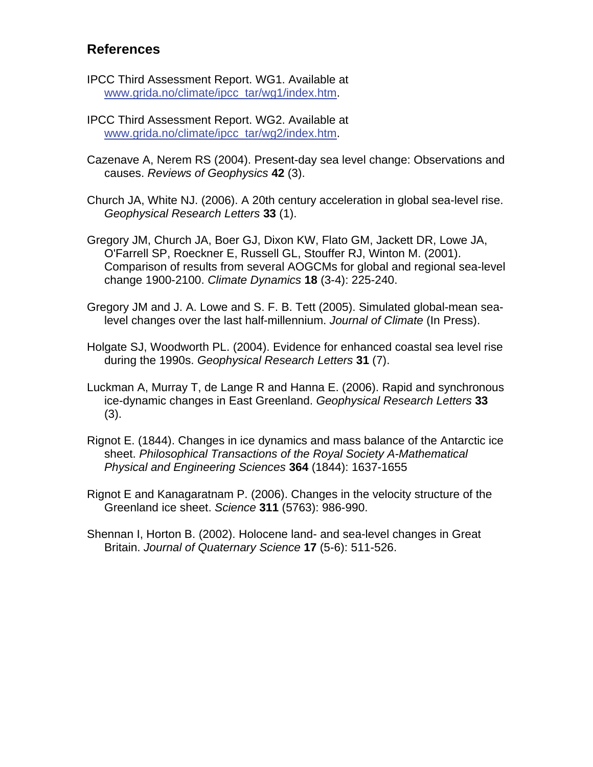## References

IPCC Third Assessment Report. WG1. Available at www.grida.no/climate/ipcc_tar/wg1/index.htm.

IPCC Third Assessment Report. WG2. Available at www.grida.no/climate/ipcc_tar/wg2/index.htm.

Cazenave A, Nerem RS (2004). Present-day sea level change: Observations and causes. *Reviews of Geophysics* **42** (3).

Church JA, White NJ. (2006). A 20th century acceleration in global sea-level rise. *Geophysical Research Letters* **33** (1).

Gregory JM, Church JA, Boer GJ, Dixon KW, Flato GM, Jackett DR, Lowe JA, O'Farrell SP, Roeckner E, Russell GL, Stouffer RJ, Winton M. (2001). Comparison of results from several AOGCMs for global and regional sea-level change 1900-2100. *Climate Dynamics* **18** (3-4): 225-240.

Gregory JM and J. A. Lowe and S. F. B. Tett (2005). Simulated global-mean sea-level changes over the last half-millennium. *Journal of Climate* (In Press).

Holgate SJ, Woodworth PL. (2004). Evidence for enhanced coastal sea level rise during the 1990s. *Geophysical Research Letters* **31** (7).

Luckman A, Murray T, de Lange R and Hanna E. (2006). Rapid and synchronous ice-dynamic changes in East Greenland. *Geophysical Research Letters* **33** (3).

Rignot E. (1844). Changes in ice dynamics and mass balance of the Antarctic ice sheet. *Philosophical Transactions of the Royal Society A-Mathematical Physical and Engineering Sciences* **364** (1844): 1637-1655

Rignot E and Kanagaratnam P. (2006). Changes in the velocity structure of the Greenland ice sheet. *Science* **311** (5763): 986-990.

Shennan I, Horton B. (2002). Holocene land- and sea-level changes in Great Britain. *Journal of Quaternary Science* **17** (5-6): 511-526.